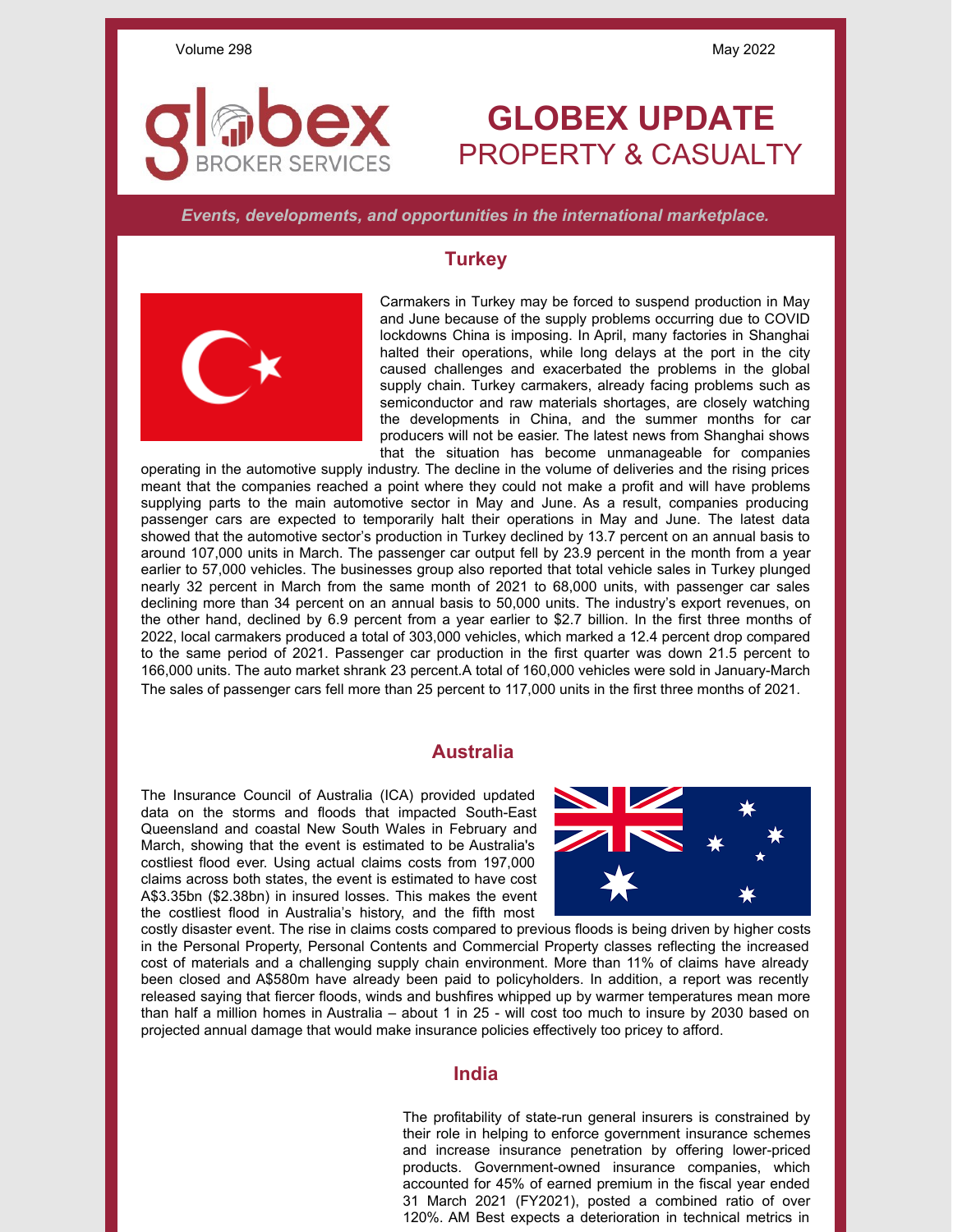Volume 298 May 2022

# GLOBEX UPDATE
## PROPERTY & CASUALTY

*Events, developments, and opportunities in the international marketplace.*

## Turkey

Carmakers in Turkey may be forced to suspend production in May and June because of the supply problems occurring due to COVID lockdowns China is imposing. In April, many factories in Shanghai halted their operations, while long delays at the port in the city caused challenges and exacerbated the problems in the global supply chain. Turkey carmakers, already facing problems such as semiconductor and raw materials shortages, are closely watching the developments in China, and the summer months for car producers will not be easier. The latest news from Shanghai shows that the situation has become unmanageable for companies operating in the automotive supply industry. The decline in the volume of deliveries and the rising prices meant that the companies reached a point where they could not make a profit and will have problems supplying parts to the main automotive sector in May and June. As a result, companies producing passenger cars are expected to temporarily halt their operations in May and June. The latest data showed that the automotive sector's production in Turkey declined by 13.7 percent on an annual basis to around 107,000 units in March. The passenger car output fell by 23.9 percent in the month from a year earlier to 57,000 vehicles. The businesses group also reported that total vehicle sales in Turkey plunged nearly 32 percent in March from the same month of 2021 to 68,000 units, with passenger car sales declining more than 34 percent on an annual basis to 50,000 units. The industry's export revenues, on the other hand, declined by 6.9 percent from a year earlier to $2.7 billion. In the first three months of 2022, local carmakers produced a total of 303,000 vehicles, which marked a 12.4 percent drop compared to the same period of 2021. Passenger car production in the first quarter was down 21.5 percent to 166,000 units. The auto market shrank 23 percent.A total of 160,000 vehicles were sold in January-March The sales of passenger cars fell more than 25 percent to 117,000 units in the first three months of 2021.

## Australia

The Insurance Council of Australia (ICA) provided updated data on the storms and floods that impacted South-East Queensland and coastal New South Wales in February and March, showing that the event is estimated to be Australia's costliest flood ever. Using actual claims costs from 197,000 claims across both states, the event is estimated to have cost A$3.35bn ($2.38bn) in insured losses. This makes the event the costliest flood in Australia's history, and the fifth most costly disaster event. The rise in claims costs compared to previous floods is being driven by higher costs in the Personal Property, Personal Contents and Commercial Property classes reflecting the increased cost of materials and a challenging supply chain environment. More than 11% of claims have already been closed and A$580m have already been paid to policyholders. In addition, a report was recently released saying that fiercer floods, winds and bushfires whipped up by warmer temperatures mean more than half a million homes in Australia – about 1 in 25 - will cost too much to insure by 2030 based on projected annual damage that would make insurance policies effectively too pricey to afford.

## India

The profitability of state-run general insurers is constrained by their role in helping to enforce government insurance schemes and increase insurance penetration by offering lower-priced products. Government-owned insurance companies, which accounted for 45% of earned premium in the fiscal year ended 31 March 2021 (FY2021), posted a combined ratio of over 120%. AM Best expects a deterioration in technical metrics in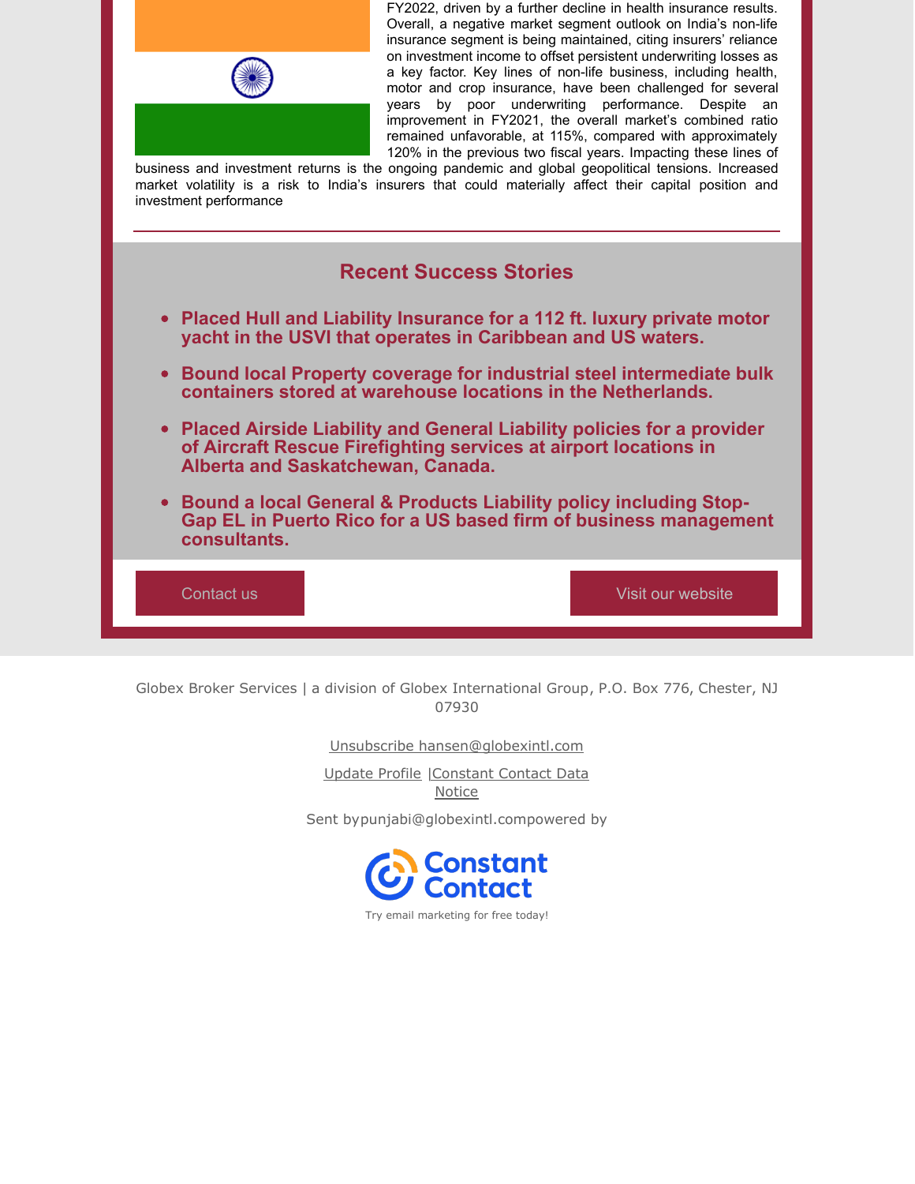FY2022, driven by a further decline in health insurance results. Overall, a negative market segment outlook on India's non-life insurance segment is being maintained, citing insurers' reliance on investment income to offset persistent underwriting losses as a key factor. Key lines of non-life business, including health, motor and crop insurance, have been challenged for several years by poor underwriting performance. Despite an improvement in FY2021, the overall market's combined ratio remained unfavorable, at 115%, compared with approximately 120% in the previous two fiscal years. Impacting these lines of business and investment returns is the ongoing pandemic and global geopolitical tensions. Increased market volatility is a risk to India's insurers that could materially affect their capital position and investment performance

---

## Recent Success Stories

- **Placed Hull and Liability Insurance for a 112 ft. luxury private motor yacht in the USVI that operates in Caribbean and US waters.**
- **Bound local Property coverage for industrial steel intermediate bulk containers stored at warehouse locations in the Netherlands.**
- **Placed Airside Liability and General Liability policies for a provider of Aircraft Rescue Firefighting services at airport locations in Alberta and Saskatchewan, Canada.**
- **Bound a local General & Products Liability policy including Stop-Gap EL in Puerto Rico for a US based firm of business management consultants.**

Contact us

Visit our website

Globex Broker Services | a division of Globex International Group, P.O. Box 776, Chester, NJ 07930

Unsubscribe hansen@globexintl.com

Update Profile |Constant Contact Data Notice

Sent bypunjabi@globexintl.compowered by

Constant Contact

Try email marketing for free today!